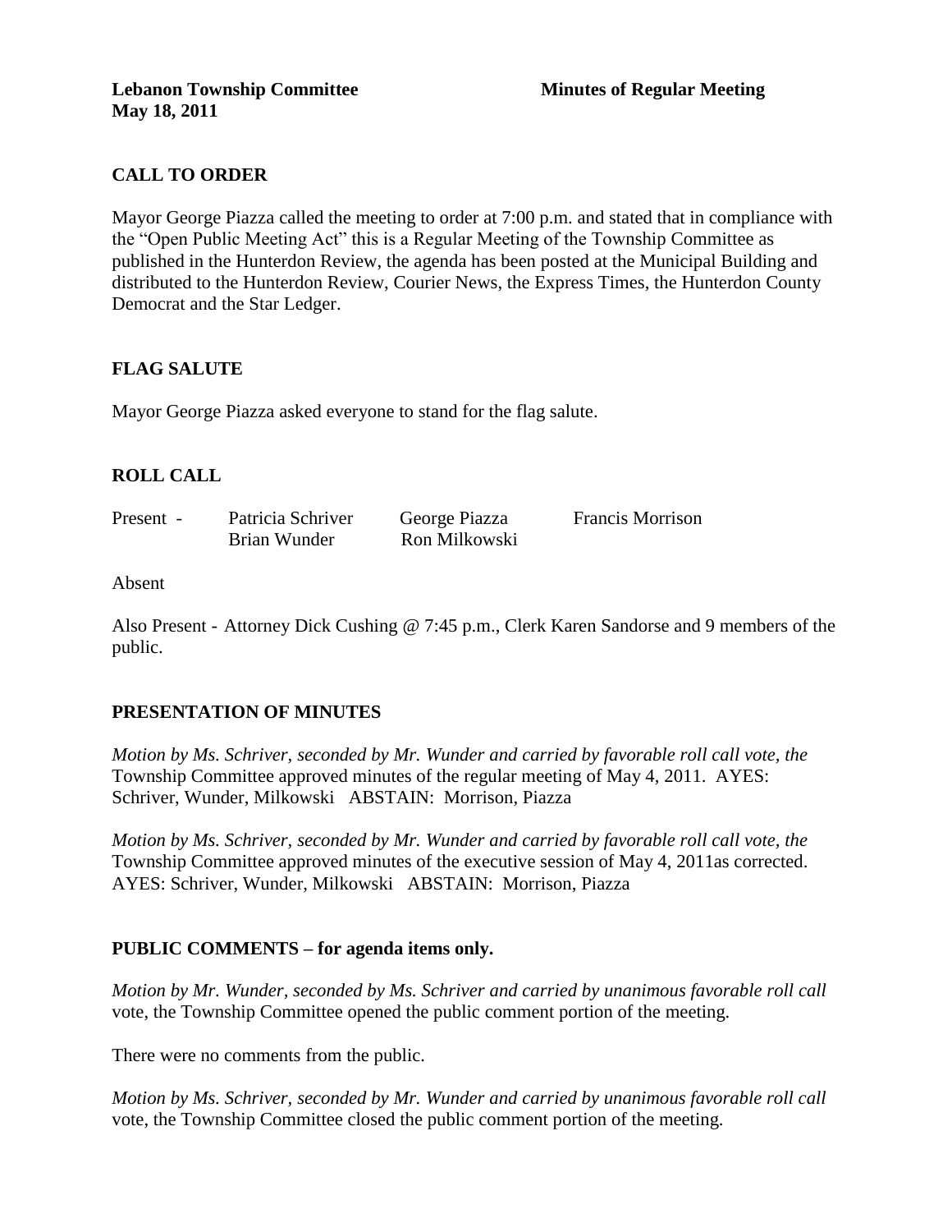**Lebanon Township Committee** **Minutes of Regular Meeting**
**May 18, 2011**

## CALL TO ORDER

Mayor George Piazza called the meeting to order at 7:00 p.m. and stated that in compliance with the "Open Public Meeting Act" this is a Regular Meeting of the Township Committee as published in the Hunterdon Review, the agenda has been posted at the Municipal Building and distributed to the Hunterdon Review, Courier News, the Express Times, the Hunterdon County Democrat and the Star Ledger.

## FLAG SALUTE

Mayor George Piazza asked everyone to stand for the flag salute.

## ROLL CALL

Present - Patricia Schriver George Piazza Francis Morrison
Brian Wunder Ron Milkowski

Absent

Also Present - Attorney Dick Cushing @ 7:45 p.m., Clerk Karen Sandorse and 9 members of the public.

## PRESENTATION OF MINUTES

*Motion by Ms. Schriver, seconded by Mr. Wunder and carried by favorable roll call vote, the* Township Committee approved minutes of the regular meeting of May 4, 2011. AYES: Schriver, Wunder, Milkowski ABSTAIN: Morrison, Piazza

*Motion by Ms. Schriver, seconded by Mr. Wunder and carried by favorable roll call vote, the* Township Committee approved minutes of the executive session of May 4, 2011as corrected. AYES: Schriver, Wunder, Milkowski ABSTAIN: Morrison, Piazza

## PUBLIC COMMENTS – for agenda items only.

*Motion by Mr. Wunder, seconded by Ms. Schriver and carried by unanimous favorable roll call* vote, the Township Committee opened the public comment portion of the meeting.

There were no comments from the public.

*Motion by Ms. Schriver, seconded by Mr. Wunder and carried by unanimous favorable roll call* vote, the Township Committee closed the public comment portion of the meeting.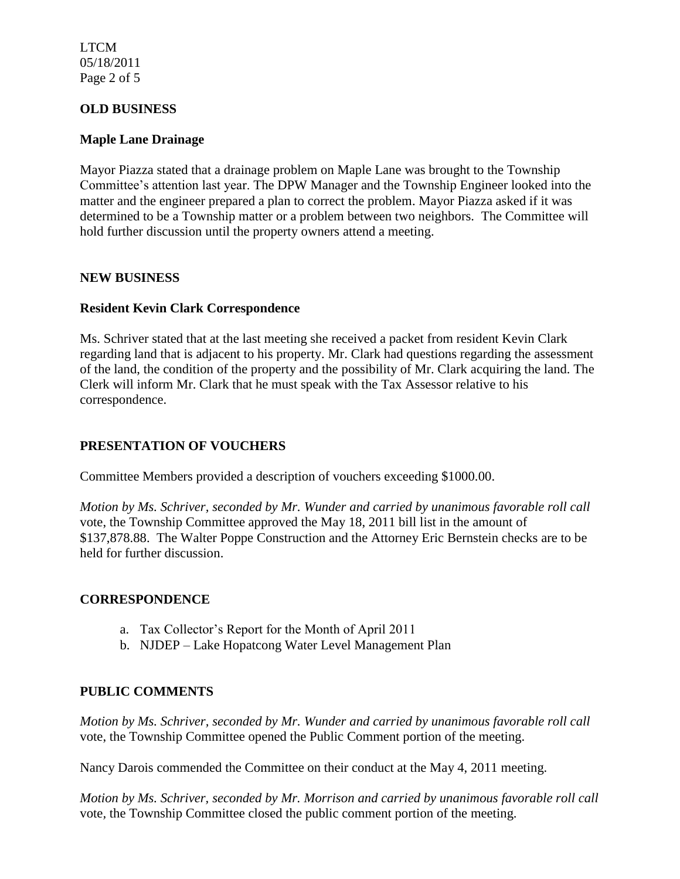## OLD BUSINESS

### Maple Lane Drainage

Mayor Piazza stated that a drainage problem on Maple Lane was brought to the Township Committee's attention last year. The DPW Manager and the Township Engineer looked into the matter and the engineer prepared a plan to correct the problem. Mayor Piazza asked if it was determined to be a Township matter or a problem between two neighbors. The Committee will hold further discussion until the property owners attend a meeting.

## NEW BUSINESS

### Resident Kevin Clark Correspondence

Ms. Schriver stated that at the last meeting she received a packet from resident Kevin Clark regarding land that is adjacent to his property. Mr. Clark had questions regarding the assessment of the land, the condition of the property and the possibility of Mr. Clark acquiring the land. The Clerk will inform Mr. Clark that he must speak with the Tax Assessor relative to his correspondence.

## PRESENTATION OF VOUCHERS

Committee Members provided a description of vouchers exceeding $1000.00.

*Motion by Ms. Schriver, seconded by Mr. Wunder and carried by unanimous favorable roll call* vote, the Township Committee approved the May 18, 2011 bill list in the amount of $137,878.88. The Walter Poppe Construction and the Attorney Eric Bernstein checks are to be held for further discussion.

## CORRESPONDENCE

a. Tax Collector's Report for the Month of April 2011
b. NJDEP – Lake Hopatcong Water Level Management Plan

## PUBLIC COMMENTS

*Motion by Ms. Schriver, seconded by Mr. Wunder and carried by unanimous favorable roll call* vote, the Township Committee opened the Public Comment portion of the meeting.

Nancy Darois commended the Committee on their conduct at the May 4, 2011 meeting.

*Motion by Ms. Schriver, seconded by Mr. Morrison and carried by unanimous favorable roll call* vote, the Township Committee closed the public comment portion of the meeting.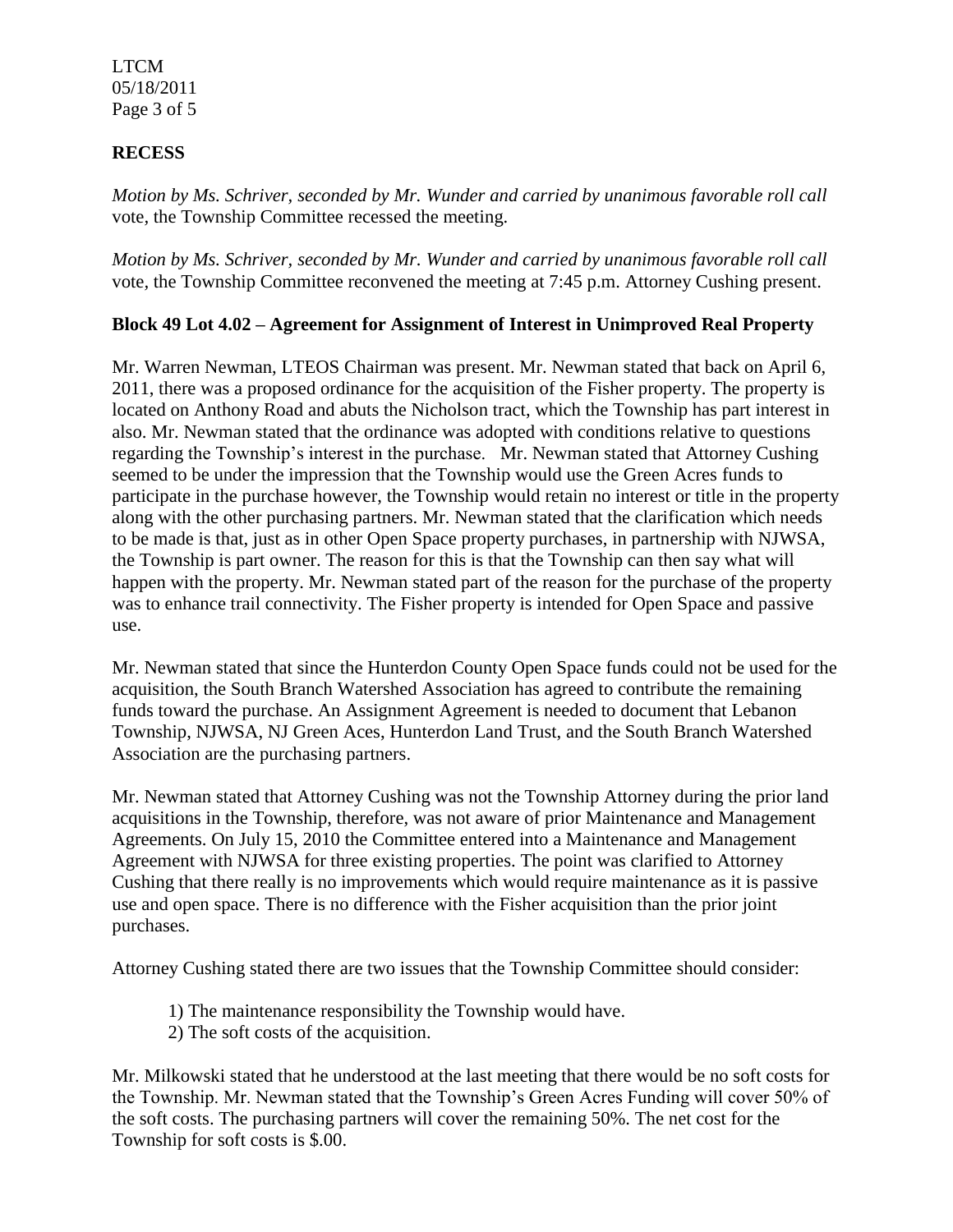## RECESS

*Motion by Ms. Schriver, seconded by Mr. Wunder and carried by unanimous favorable roll call* vote, the Township Committee recessed the meeting.

*Motion by Ms. Schriver, seconded by Mr. Wunder and carried by unanimous favorable roll call* vote, the Township Committee reconvened the meeting at 7:45 p.m. Attorney Cushing present.

### Block 49 Lot 4.02 – Agreement for Assignment of Interest in Unimproved Real Property

Mr. Warren Newman, LTEOS Chairman was present. Mr. Newman stated that back on April 6, 2011, there was a proposed ordinance for the acquisition of the Fisher property. The property is located on Anthony Road and abuts the Nicholson tract, which the Township has part interest in also. Mr. Newman stated that the ordinance was adopted with conditions relative to questions regarding the Township's interest in the purchase. Mr. Newman stated that Attorney Cushing seemed to be under the impression that the Township would use the Green Acres funds to participate in the purchase however, the Township would retain no interest or title in the property along with the other purchasing partners. Mr. Newman stated that the clarification which needs to be made is that, just as in other Open Space property purchases, in partnership with NJWSA, the Township is part owner. The reason for this is that the Township can then say what will happen with the property. Mr. Newman stated part of the reason for the purchase of the property was to enhance trail connectivity. The Fisher property is intended for Open Space and passive use.

Mr. Newman stated that since the Hunterdon County Open Space funds could not be used for the acquisition, the South Branch Watershed Association has agreed to contribute the remaining funds toward the purchase. An Assignment Agreement is needed to document that Lebanon Township, NJWSA, NJ Green Aces, Hunterdon Land Trust, and the South Branch Watershed Association are the purchasing partners.

Mr. Newman stated that Attorney Cushing was not the Township Attorney during the prior land acquisitions in the Township, therefore, was not aware of prior Maintenance and Management Agreements. On July 15, 2010 the Committee entered into a Maintenance and Management Agreement with NJWSA for three existing properties. The point was clarified to Attorney Cushing that there really is no improvements which would require maintenance as it is passive use and open space. There is no difference with the Fisher acquisition than the prior joint purchases.

Attorney Cushing stated there are two issues that the Township Committee should consider:

1) The maintenance responsibility the Township would have.
2) The soft costs of the acquisition.

Mr. Milkowski stated that he understood at the last meeting that there would be no soft costs for the Township. Mr. Newman stated that the Township's Green Acres Funding will cover 50% of the soft costs. The purchasing partners will cover the remaining 50%. The net cost for the Township for soft costs is $.00.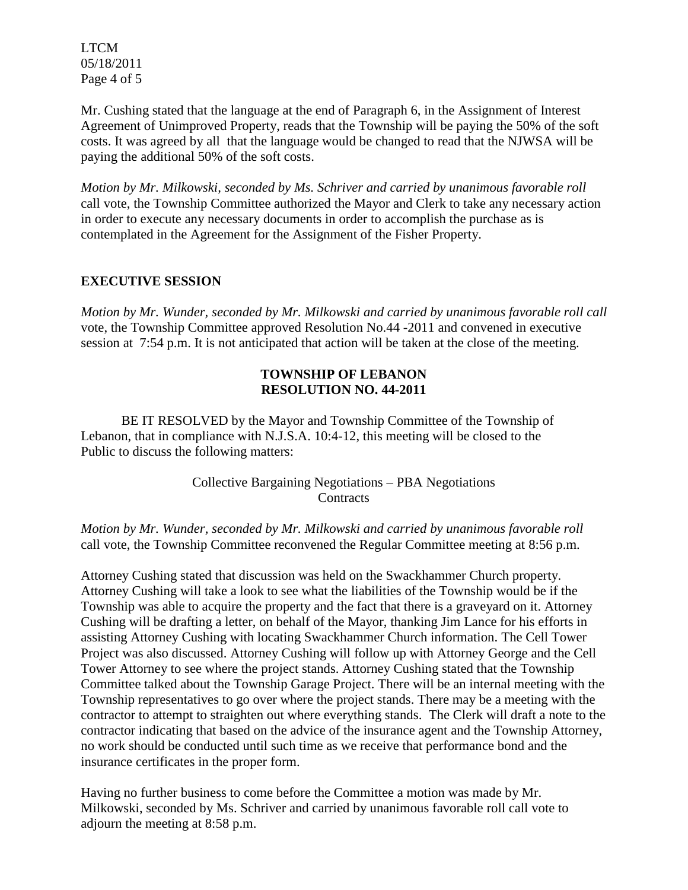Mr. Cushing stated that the language at the end of Paragraph 6, in the Assignment of Interest Agreement of Unimproved Property, reads that the Township will be paying the 50% of the soft costs. It was agreed by all that the language would be changed to read that the NJWSA will be paying the additional 50% of the soft costs.

*Motion by Mr. Milkowski, seconded by Ms. Schriver and carried by unanimous favorable roll* call vote, the Township Committee authorized the Mayor and Clerk to take any necessary action in order to execute any necessary documents in order to accomplish the purchase as is contemplated in the Agreement for the Assignment of the Fisher Property.

## EXECUTIVE SESSION

*Motion by Mr. Wunder, seconded by Mr. Milkowski and carried by unanimous favorable roll call* vote, the Township Committee approved Resolution No.44 -2011 and convened in executive session at 7:54 p.m. It is not anticipated that action will be taken at the close of the meeting.

**TOWNSHIP OF LEBANON**
**RESOLUTION NO. 44-2011**

BE IT RESOLVED by the Mayor and Township Committee of the Township of Lebanon, that in compliance with N.J.S.A. 10:4-12, this meeting will be closed to the Public to discuss the following matters:

Collective Bargaining Negotiations – PBA Negotiations
Contracts

*Motion by Mr. Wunder, seconded by Mr. Milkowski and carried by unanimous favorable roll* call vote, the Township Committee reconvened the Regular Committee meeting at 8:56 p.m.

Attorney Cushing stated that discussion was held on the Swackhammer Church property. Attorney Cushing will take a look to see what the liabilities of the Township would be if the Township was able to acquire the property and the fact that there is a graveyard on it. Attorney Cushing will be drafting a letter, on behalf of the Mayor, thanking Jim Lance for his efforts in assisting Attorney Cushing with locating Swackhammer Church information. The Cell Tower Project was also discussed. Attorney Cushing will follow up with Attorney George and the Cell Tower Attorney to see where the project stands. Attorney Cushing stated that the Township Committee talked about the Township Garage Project. There will be an internal meeting with the Township representatives to go over where the project stands. There may be a meeting with the contractor to attempt to straighten out where everything stands. The Clerk will draft a note to the contractor indicating that based on the advice of the insurance agent and the Township Attorney, no work should be conducted until such time as we receive that performance bond and the insurance certificates in the proper form.

Having no further business to come before the Committee a motion was made by Mr. Milkowski, seconded by Ms. Schriver and carried by unanimous favorable roll call vote to adjourn the meeting at 8:58 p.m.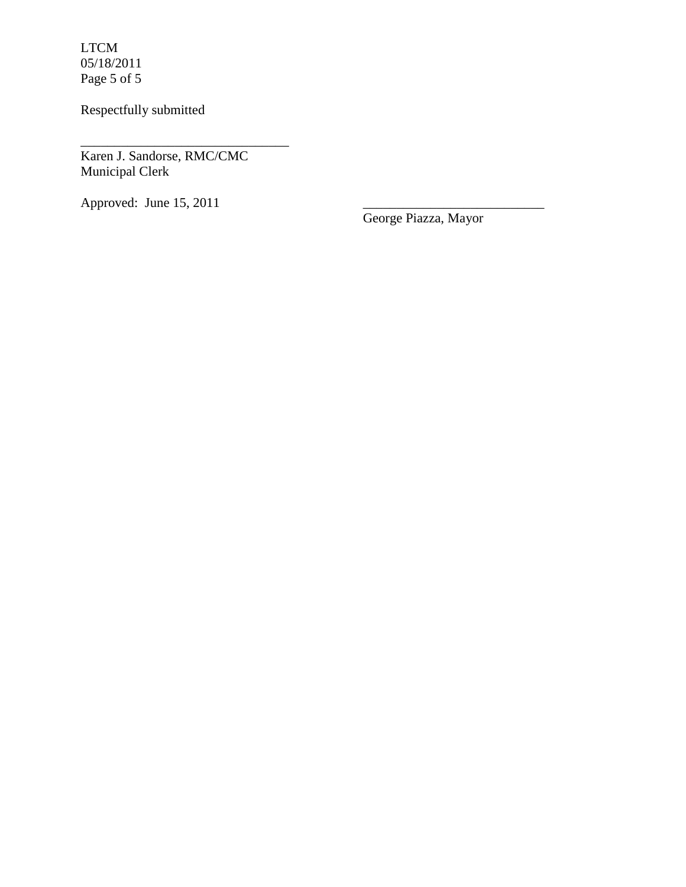Respectfully submitted

_______________________________
Karen J. Sandorse, RMC/CMC
Municipal Clerk

Approved: June 15, 2011

_______________________________
George Piazza, Mayor